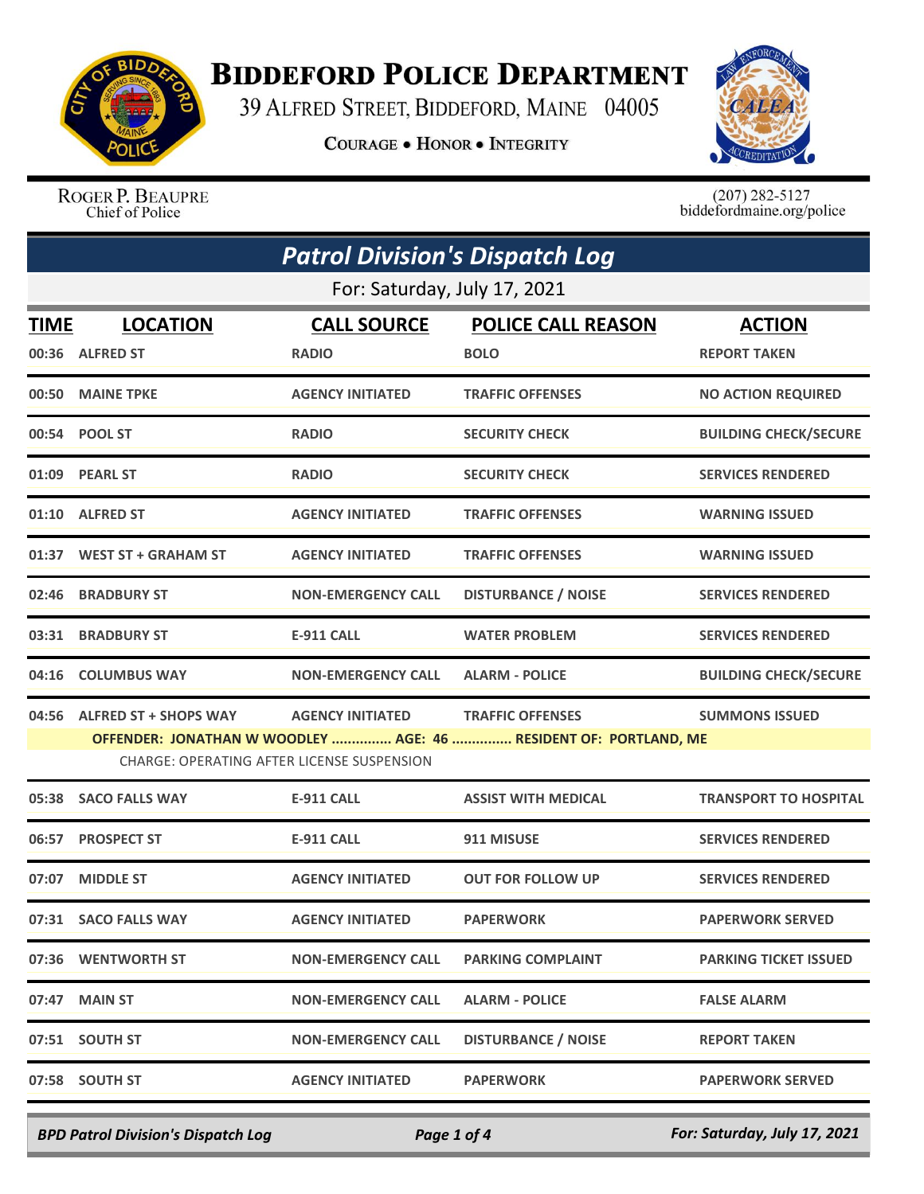# Biddeford Police Department

39 Alfred Street, Biddeford, Maine 04005

Courage • Honor • Integrity

Roger P. Beaupre
Chief of Police

(207) 282-5127
biddefordmaine.org/police

## Patrol Division's Dispatch Log

For: Saturday, July 17, 2021

| TIME | LOCATION | CALL SOURCE | POLICE CALL REASON | ACTION |
|---|---|---|---|---|
| 00:36 | ALFRED ST | RADIO | BOLO | REPORT TAKEN |
| 00:50 | MAINE TPKE | AGENCY INITIATED | TRAFFIC OFFENSES | NO ACTION REQUIRED |
| 00:54 | POOL ST | RADIO | SECURITY CHECK | BUILDING CHECK/SECURE |
| 01:09 | PEARL ST | RADIO | SECURITY CHECK | SERVICES RENDERED |
| 01:10 | ALFRED ST | AGENCY INITIATED | TRAFFIC OFFENSES | WARNING ISSUED |
| 01:37 | WEST ST + GRAHAM ST | AGENCY INITIATED | TRAFFIC OFFENSES | WARNING ISSUED |
| 02:46 | BRADBURY ST | NON-EMERGENCY CALL | DISTURBANCE / NOISE | SERVICES RENDERED |
| 03:31 | BRADBURY ST | E-911 CALL | WATER PROBLEM | SERVICES RENDERED |
| 04:16 | COLUMBUS WAY | NON-EMERGENCY CALL | ALARM - POLICE | BUILDING CHECK/SECURE |
| 04:56 | ALFRED ST + SHOPS WAY | AGENCY INITIATED | TRAFFIC OFFENSES | SUMMONS ISSUED |
| | OFFENDER: JONATHAN W WOODLEY ............... AGE: 46 ............... RESIDENT OF: PORTLAND, ME | | | |
| | CHARGE: OPERATING AFTER LICENSE SUSPENSION | | | |
| 05:38 | SACO FALLS WAY | E-911 CALL | ASSIST WITH MEDICAL | TRANSPORT TO HOSPITAL |
| 06:57 | PROSPECT ST | E-911 CALL | 911 MISUSE | SERVICES RENDERED |
| 07:07 | MIDDLE ST | AGENCY INITIATED | OUT FOR FOLLOW UP | SERVICES RENDERED |
| 07:31 | SACO FALLS WAY | AGENCY INITIATED | PAPERWORK | PAPERWORK SERVED |
| 07:36 | WENTWORTH ST | NON-EMERGENCY CALL | PARKING COMPLAINT | PARKING TICKET ISSUED |
| 07:47 | MAIN ST | NON-EMERGENCY CALL | ALARM - POLICE | FALSE ALARM |
| 07:51 | SOUTH ST | NON-EMERGENCY CALL | DISTURBANCE / NOISE | REPORT TAKEN |
| 07:58 | SOUTH ST | AGENCY INITIATED | PAPERWORK | PAPERWORK SERVED |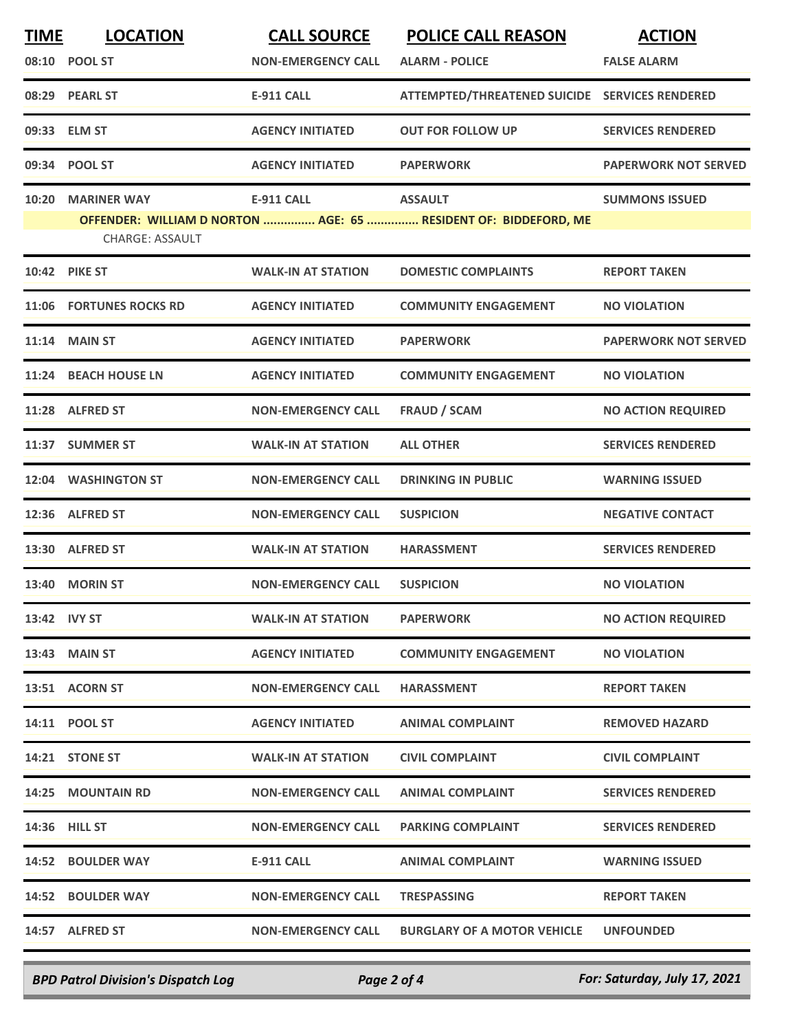| TIME | LOCATION | CALL SOURCE | POLICE CALL REASON | ACTION |
|---|---|---|---|---|
| 08:10 | POOL ST | NON-EMERGENCY CALL | ALARM - POLICE | FALSE ALARM |
| 08:29 | PEARL ST | E-911 CALL | ATTEMPTED/THREATENED SUICIDE | SERVICES RENDERED |
| 09:33 | ELM ST | AGENCY INITIATED | OUT FOR FOLLOW UP | SERVICES RENDERED |
| 09:34 | POOL ST | AGENCY INITIATED | PAPERWORK | PAPERWORK NOT SERVED |
| 10:20 | MARINER WAY | E-911 CALL | ASSAULT | SUMMONS ISSUED |
| | OFFENDER: WILLIAM D NORTON ............... AGE: 65 ............... RESIDENT OF: BIDDEFORD, ME | | | |
| | CHARGE: ASSAULT | | | |
| 10:42 | PIKE ST | WALK-IN AT STATION | DOMESTIC COMPLAINTS | REPORT TAKEN |
| 11:06 | FORTUNES ROCKS RD | AGENCY INITIATED | COMMUNITY ENGAGEMENT | NO VIOLATION |
| 11:14 | MAIN ST | AGENCY INITIATED | PAPERWORK | PAPERWORK NOT SERVED |
| 11:24 | BEACH HOUSE LN | AGENCY INITIATED | COMMUNITY ENGAGEMENT | NO VIOLATION |
| 11:28 | ALFRED ST | NON-EMERGENCY CALL | FRAUD / SCAM | NO ACTION REQUIRED |
| 11:37 | SUMMER ST | WALK-IN AT STATION | ALL OTHER | SERVICES RENDERED |
| 12:04 | WASHINGTON ST | NON-EMERGENCY CALL | DRINKING IN PUBLIC | WARNING ISSUED |
| 12:36 | ALFRED ST | NON-EMERGENCY CALL | SUSPICION | NEGATIVE CONTACT |
| 13:30 | ALFRED ST | WALK-IN AT STATION | HARASSMENT | SERVICES RENDERED |
| 13:40 | MORIN ST | NON-EMERGENCY CALL | SUSPICION | NO VIOLATION |
| 13:42 | IVY ST | WALK-IN AT STATION | PAPERWORK | NO ACTION REQUIRED |
| 13:43 | MAIN ST | AGENCY INITIATED | COMMUNITY ENGAGEMENT | NO VIOLATION |
| 13:51 | ACORN ST | NON-EMERGENCY CALL | HARASSMENT | REPORT TAKEN |
| 14:11 | POOL ST | AGENCY INITIATED | ANIMAL COMPLAINT | REMOVED HAZARD |
| 14:21 | STONE ST | WALK-IN AT STATION | CIVIL COMPLAINT | CIVIL COMPLAINT |
| 14:25 | MOUNTAIN RD | NON-EMERGENCY CALL | ANIMAL COMPLAINT | SERVICES RENDERED |
| 14:36 | HILL ST | NON-EMERGENCY CALL | PARKING COMPLAINT | SERVICES RENDERED |
| 14:52 | BOULDER WAY | E-911 CALL | ANIMAL COMPLAINT | WARNING ISSUED |
| 14:52 | BOULDER WAY | NON-EMERGENCY CALL | TRESPASSING | REPORT TAKEN |
| 14:57 | ALFRED ST | NON-EMERGENCY CALL | BURGLARY OF A MOTOR VEHICLE | UNFOUNDED |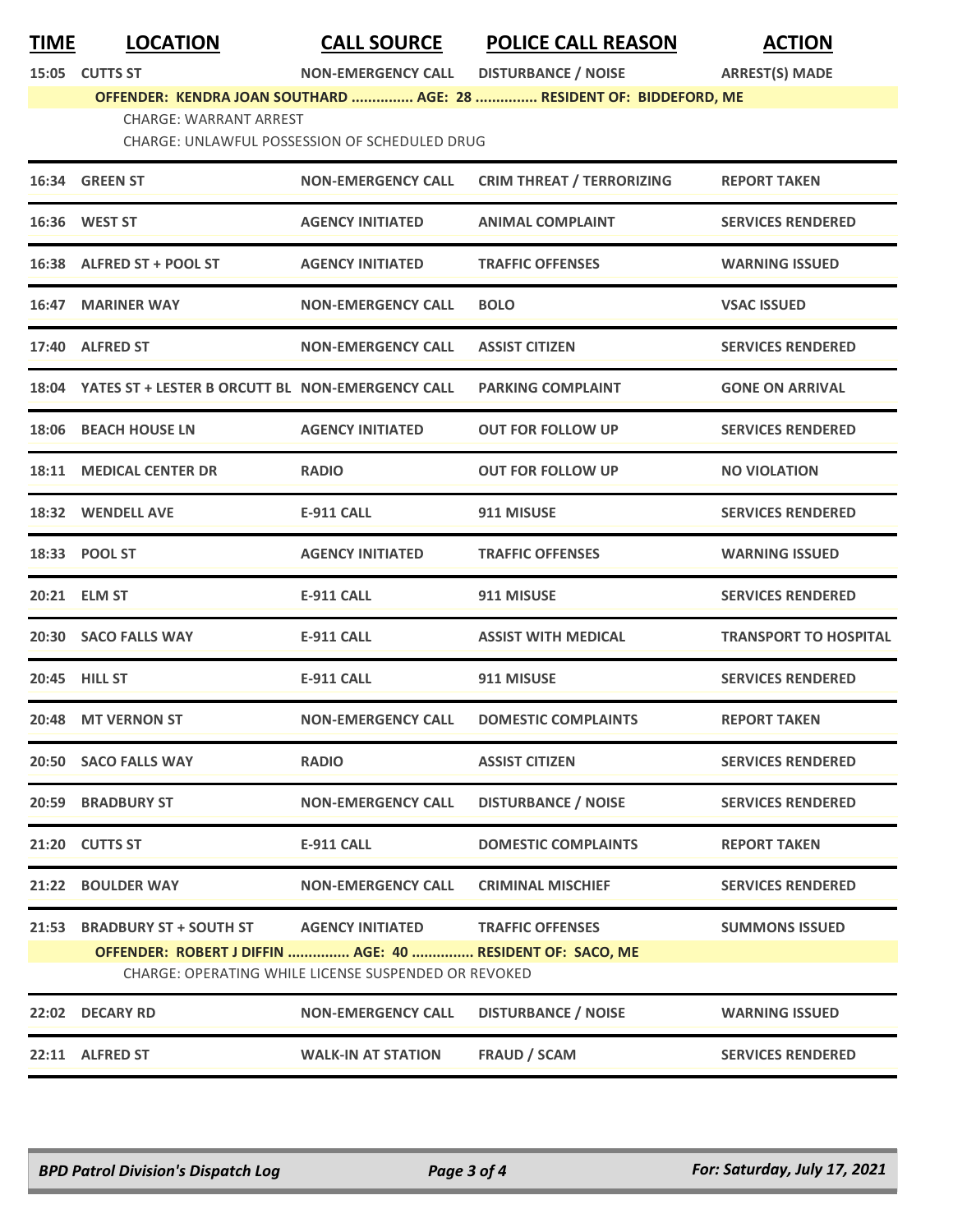| TIME | LOCATION | CALL SOURCE | POLICE CALL REASON | ACTION |
|---|---|---|---|---|
| 15:05 | CUTTS ST | NON-EMERGENCY CALL | DISTURBANCE / NOISE | ARREST(S) MADE |
| | OFFENDER: KENDRA JOAN SOUTHARD ............... AGE: 28 ............... RESIDENT OF: BIDDEFORD, ME | | | |
| | CHARGE: WARRANT ARREST | | | |
| | CHARGE: UNLAWFUL POSSESSION OF SCHEDULED DRUG | | | |
| 16:34 | GREEN ST | NON-EMERGENCY CALL | CRIM THREAT / TERRORIZING | REPORT TAKEN |
| 16:36 | WEST ST | AGENCY INITIATED | ANIMAL COMPLAINT | SERVICES RENDERED |
| 16:38 | ALFRED ST + POOL ST | AGENCY INITIATED | TRAFFIC OFFENSES | WARNING ISSUED |
| 16:47 | MARINER WAY | NON-EMERGENCY CALL | BOLO | VSAC ISSUED |
| 17:40 | ALFRED ST | NON-EMERGENCY CALL | ASSIST CITIZEN | SERVICES RENDERED |
| 18:04 | YATES ST + LESTER B ORCUTT BL | NON-EMERGENCY CALL | PARKING COMPLAINT | GONE ON ARRIVAL |
| 18:06 | BEACH HOUSE LN | AGENCY INITIATED | OUT FOR FOLLOW UP | SERVICES RENDERED |
| 18:11 | MEDICAL CENTER DR | RADIO | OUT FOR FOLLOW UP | NO VIOLATION |
| 18:32 | WENDELL AVE | E-911 CALL | 911 MISUSE | SERVICES RENDERED |
| 18:33 | POOL ST | AGENCY INITIATED | TRAFFIC OFFENSES | WARNING ISSUED |
| 20:21 | ELM ST | E-911 CALL | 911 MISUSE | SERVICES RENDERED |
| 20:30 | SACO FALLS WAY | E-911 CALL | ASSIST WITH MEDICAL | TRANSPORT TO HOSPITAL |
| 20:45 | HILL ST | E-911 CALL | 911 MISUSE | SERVICES RENDERED |
| 20:48 | MT VERNON ST | NON-EMERGENCY CALL | DOMESTIC COMPLAINTS | REPORT TAKEN |
| 20:50 | SACO FALLS WAY | RADIO | ASSIST CITIZEN | SERVICES RENDERED |
| 20:59 | BRADBURY ST | NON-EMERGENCY CALL | DISTURBANCE / NOISE | SERVICES RENDERED |
| 21:20 | CUTTS ST | E-911 CALL | DOMESTIC COMPLAINTS | REPORT TAKEN |
| 21:22 | BOULDER WAY | NON-EMERGENCY CALL | CRIMINAL MISCHIEF | SERVICES RENDERED |
| 21:53 | BRADBURY ST + SOUTH ST | AGENCY INITIATED | TRAFFIC OFFENSES | SUMMONS ISSUED |
| | OFFENDER: ROBERT J DIFFIN ............... AGE: 40 ............... RESIDENT OF: SACO, ME | | | |
| | CHARGE: OPERATING WHILE LICENSE SUSPENDED OR REVOKED | | | |
| 22:02 | DECARY RD | NON-EMERGENCY CALL | DISTURBANCE / NOISE | WARNING ISSUED |
| 22:11 | ALFRED ST | WALK-IN AT STATION | FRAUD / SCAM | SERVICES RENDERED |

*BPD Patrol Division's Dispatch Log* — *For: Saturday, July 17, 2021*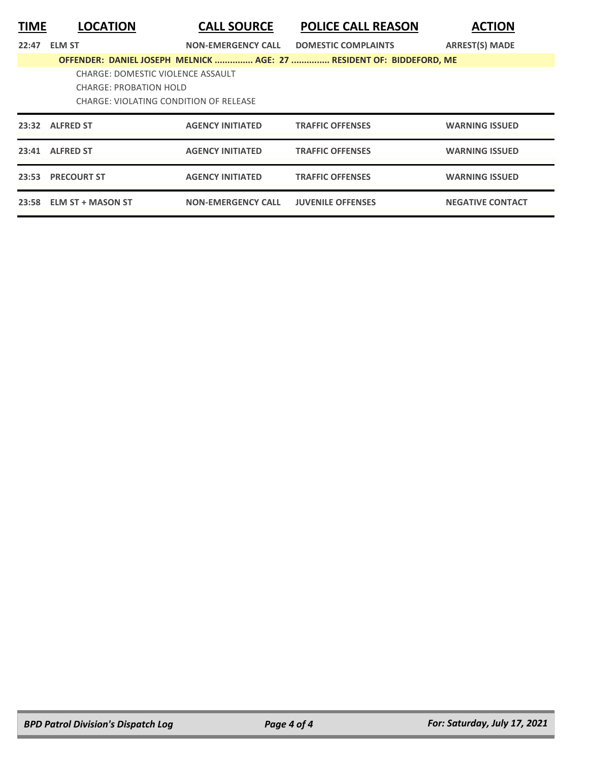| TIME | LOCATION | CALL SOURCE | POLICE CALL REASON | ACTION |
| --- | --- | --- | --- | --- |
| 22:47 | ELM ST | NON-EMERGENCY CALL | DOMESTIC COMPLAINTS | ARREST(S) MADE |
| | OFFENDER: DANIEL JOSEPH MELNICK ............... AGE: 27 ............... RESIDENT OF: BIDDEFORD, ME | | | |
| | CHARGE: DOMESTIC VIOLENCE ASSAULT | | | |
| | CHARGE: PROBATION HOLD | | | |
| | CHARGE: VIOLATING CONDITION OF RELEASE | | | |
| 23:32 | ALFRED ST | AGENCY INITIATED | TRAFFIC OFFENSES | WARNING ISSUED |
| 23:41 | ALFRED ST | AGENCY INITIATED | TRAFFIC OFFENSES | WARNING ISSUED |
| 23:53 | PRECOURT ST | AGENCY INITIATED | TRAFFIC OFFENSES | WARNING ISSUED |
| 23:58 | ELM ST + MASON ST | NON-EMERGENCY CALL | JUVENILE OFFENSES | NEGATIVE CONTACT |